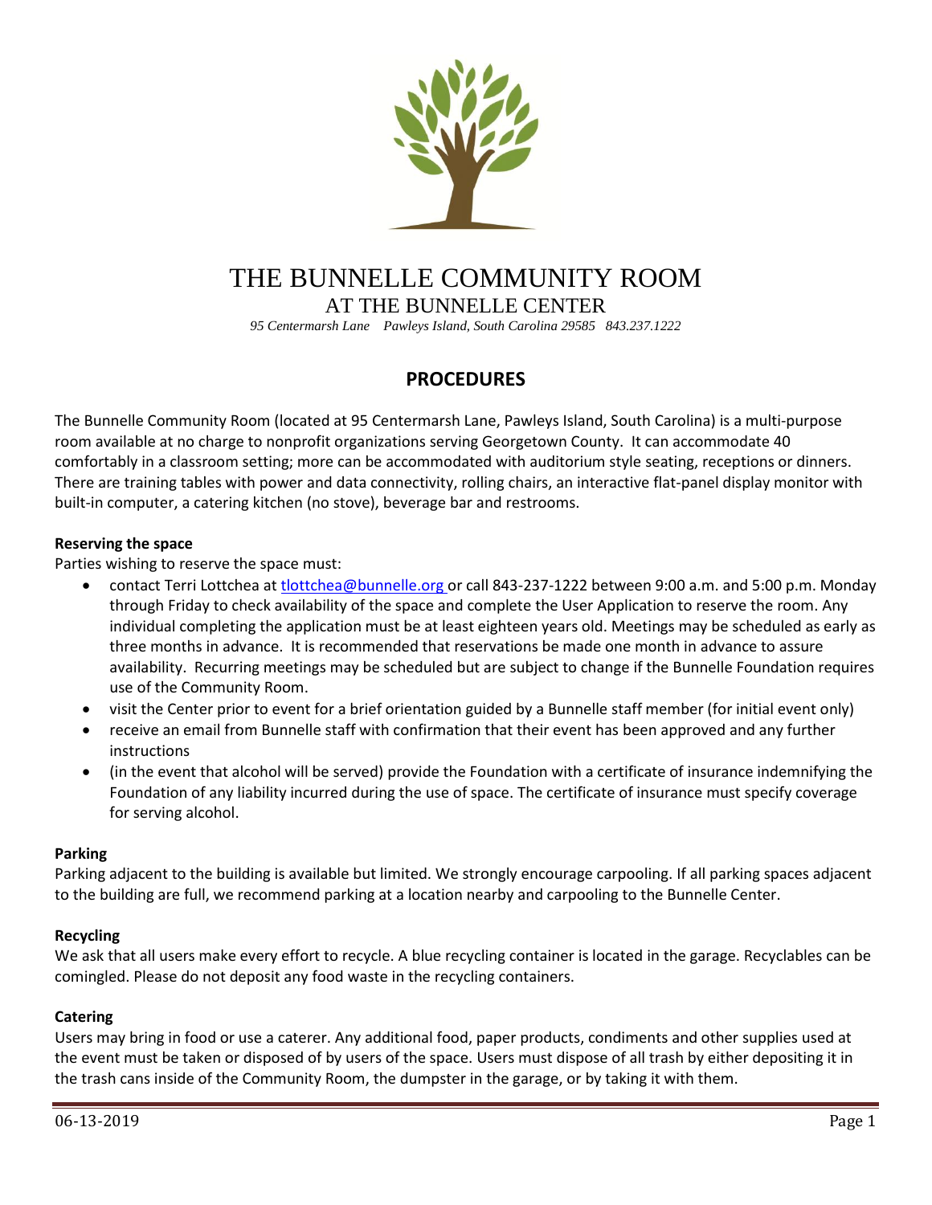# THE BUNNELLE COMMUNITY ROOM

## AT THE BUNNELLE CENTER

*95 Centermarsh Lane Pawleys Island, South Carolina 29585 843.237.1222*

## PROCEDURES

The Bunnelle Community Room (located at 95 Centermarsh Lane, Pawleys Island, South Carolina) is a multi-purpose room available at no charge to nonprofit organizations serving Georgetown County. It can accommodate 40 comfortably in a classroom setting; more can be accommodated with auditorium style seating, receptions or dinners. There are training tables with power and data connectivity, rolling chairs, an interactive flat-panel display monitor with built-in computer, a catering kitchen (no stove), beverage bar and restrooms.

**Reserving the space**

Parties wishing to reserve the space must:

- contact Terri Lottchea at tlottchea@bunnelle.org or call 843-237-1222 between 9:00 a.m. and 5:00 p.m. Monday through Friday to check availability of the space and complete the User Application to reserve the room. Any individual completing the application must be at least eighteen years old. Meetings may be scheduled as early as three months in advance. It is recommended that reservations be made one month in advance to assure availability. Recurring meetings may be scheduled but are subject to change if the Bunnelle Foundation requires use of the Community Room.
- visit the Center prior to event for a brief orientation guided by a Bunnelle staff member (for initial event only)
- receive an email from Bunnelle staff with confirmation that their event has been approved and any further instructions
- (in the event that alcohol will be served) provide the Foundation with a certificate of insurance indemnifying the Foundation of any liability incurred during the use of space. The certificate of insurance must specify coverage for serving alcohol.

**Parking**

Parking adjacent to the building is available but limited. We strongly encourage carpooling. If all parking spaces adjacent to the building are full, we recommend parking at a location nearby and carpooling to the Bunnelle Center.

**Recycling**

We ask that all users make every effort to recycle. A blue recycling container is located in the garage. Recyclables can be comingled. Please do not deposit any food waste in the recycling containers.

**Catering**

Users may bring in food or use a caterer. Any additional food, paper products, condiments and other supplies used at the event must be taken or disposed of by users of the space. Users must dispose of all trash by either depositing it in the trash cans inside of the Community Room, the dumpster in the garage, or by taking it with them.

06-13-2019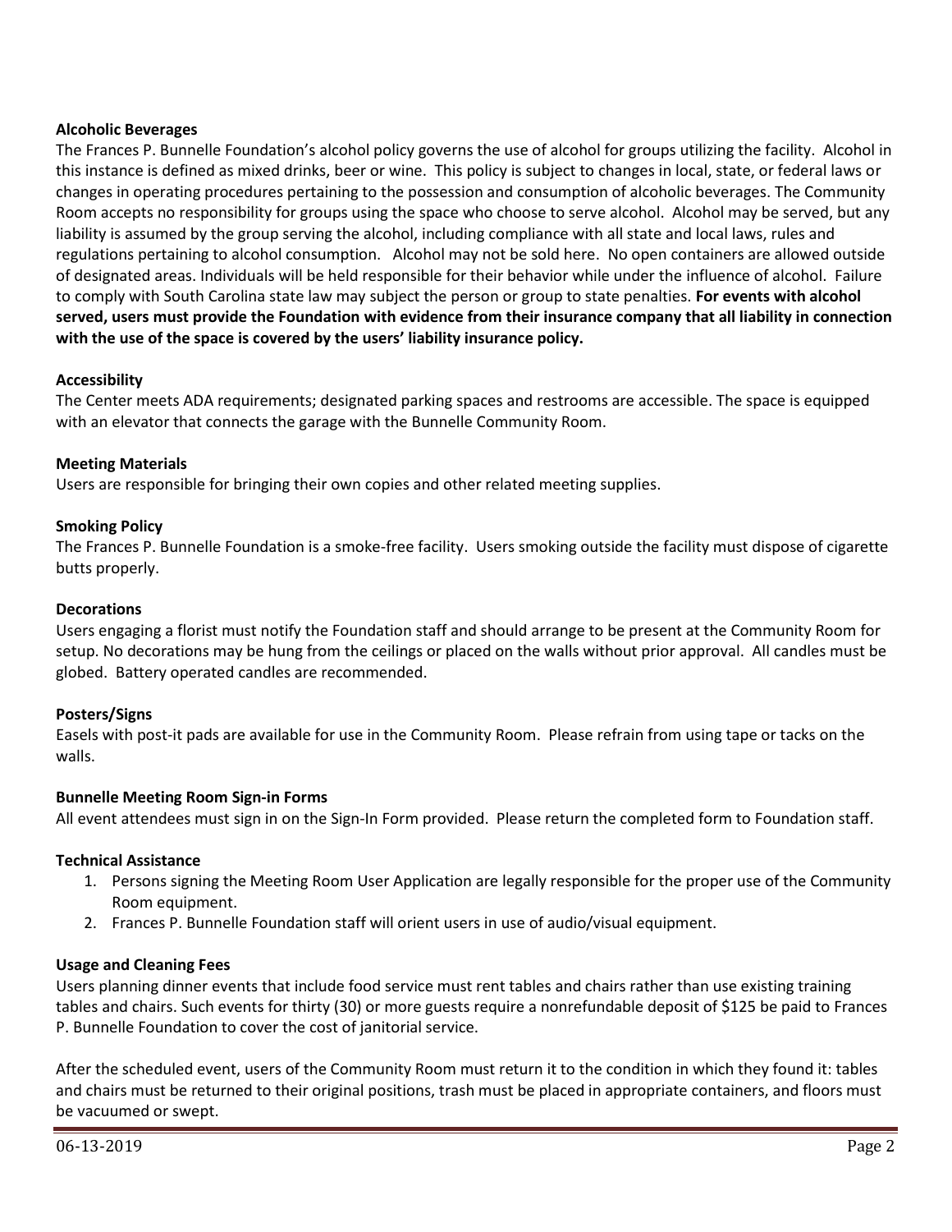**Alcoholic Beverages**

The Frances P. Bunnelle Foundation's alcohol policy governs the use of alcohol for groups utilizing the facility. Alcohol in this instance is defined as mixed drinks, beer or wine. This policy is subject to changes in local, state, or federal laws or changes in operating procedures pertaining to the possession and consumption of alcoholic beverages. The Community Room accepts no responsibility for groups using the space who choose to serve alcohol. Alcohol may be served, but any liability is assumed by the group serving the alcohol, including compliance with all state and local laws, rules and regulations pertaining to alcohol consumption. Alcohol may not be sold here. No open containers are allowed outside of designated areas. Individuals will be held responsible for their behavior while under the influence of alcohol. Failure to comply with South Carolina state law may subject the person or group to state penalties. **For events with alcohol served, users must provide the Foundation with evidence from their insurance company that all liability in connection with the use of the space is covered by the users' liability insurance policy.**

**Accessibility**

The Center meets ADA requirements; designated parking spaces and restrooms are accessible. The space is equipped with an elevator that connects the garage with the Bunnelle Community Room.

**Meeting Materials**

Users are responsible for bringing their own copies and other related meeting supplies.

**Smoking Policy**

The Frances P. Bunnelle Foundation is a smoke-free facility. Users smoking outside the facility must dispose of cigarette butts properly.

**Decorations**

Users engaging a florist must notify the Foundation staff and should arrange to be present at the Community Room for setup. No decorations may be hung from the ceilings or placed on the walls without prior approval. All candles must be globed. Battery operated candles are recommended.

**Posters/Signs**

Easels with post-it pads are available for use in the Community Room. Please refrain from using tape or tacks on the walls.

**Bunnelle Meeting Room Sign-in Forms**

All event attendees must sign in on the Sign-In Form provided. Please return the completed form to Foundation staff.

**Technical Assistance**

1. Persons signing the Meeting Room User Application are legally responsible for the proper use of the Community Room equipment.
2. Frances P. Bunnelle Foundation staff will orient users in use of audio/visual equipment.

**Usage and Cleaning Fees**

Users planning dinner events that include food service must rent tables and chairs rather than use existing training tables and chairs. Such events for thirty (30) or more guests require a nonrefundable deposit of $125 be paid to Frances P. Bunnelle Foundation to cover the cost of janitorial service.

After the scheduled event, users of the Community Room must return it to the condition in which they found it: tables and chairs must be returned to their original positions, trash must be placed in appropriate containers, and floors must be vacuumed or swept.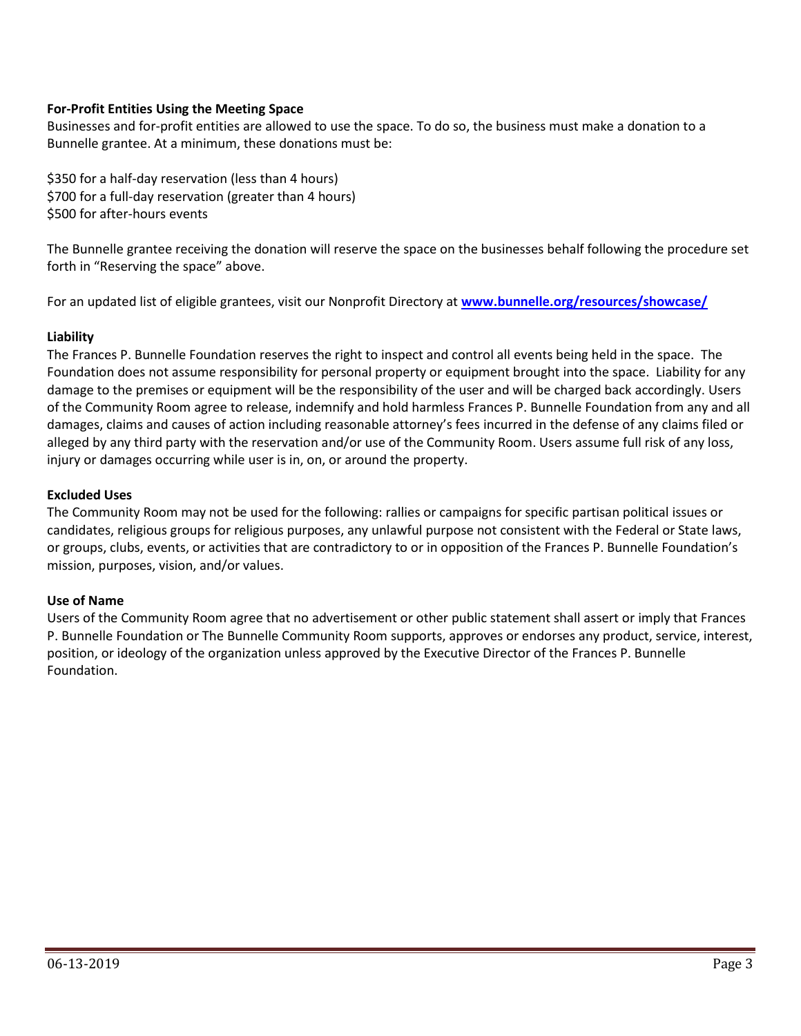**For-Profit Entities Using the Meeting Space**

Businesses and for-profit entities are allowed to use the space. To do so, the business must make a donation to a Bunnelle grantee. At a minimum, these donations must be:

$350 for a half-day reservation (less than 4 hours)
$700 for a full-day reservation (greater than 4 hours)
$500 for after-hours events

The Bunnelle grantee receiving the donation will reserve the space on the businesses behalf following the procedure set forth in "Reserving the space" above.

For an updated list of eligible grantees, visit our Nonprofit Directory at **www.bunnelle.org/resources/showcase/**

**Liability**

The Frances P. Bunnelle Foundation reserves the right to inspect and control all events being held in the space. The Foundation does not assume responsibility for personal property or equipment brought into the space. Liability for any damage to the premises or equipment will be the responsibility of the user and will be charged back accordingly. Users of the Community Room agree to release, indemnify and hold harmless Frances P. Bunnelle Foundation from any and all damages, claims and causes of action including reasonable attorney's fees incurred in the defense of any claims filed or alleged by any third party with the reservation and/or use of the Community Room. Users assume full risk of any loss, injury or damages occurring while user is in, on, or around the property.

**Excluded Uses**

The Community Room may not be used for the following: rallies or campaigns for specific partisan political issues or candidates, religious groups for religious purposes, any unlawful purpose not consistent with the Federal or State laws, or groups, clubs, events, or activities that are contradictory to or in opposition of the Frances P. Bunnelle Foundation's mission, purposes, vision, and/or values.

**Use of Name**

Users of the Community Room agree that no advertisement or other public statement shall assert or imply that Frances P. Bunnelle Foundation or The Bunnelle Community Room supports, approves or endorses any product, service, interest, position, or ideology of the organization unless approved by the Executive Director of the Frances P. Bunnelle Foundation.

06-13-2019